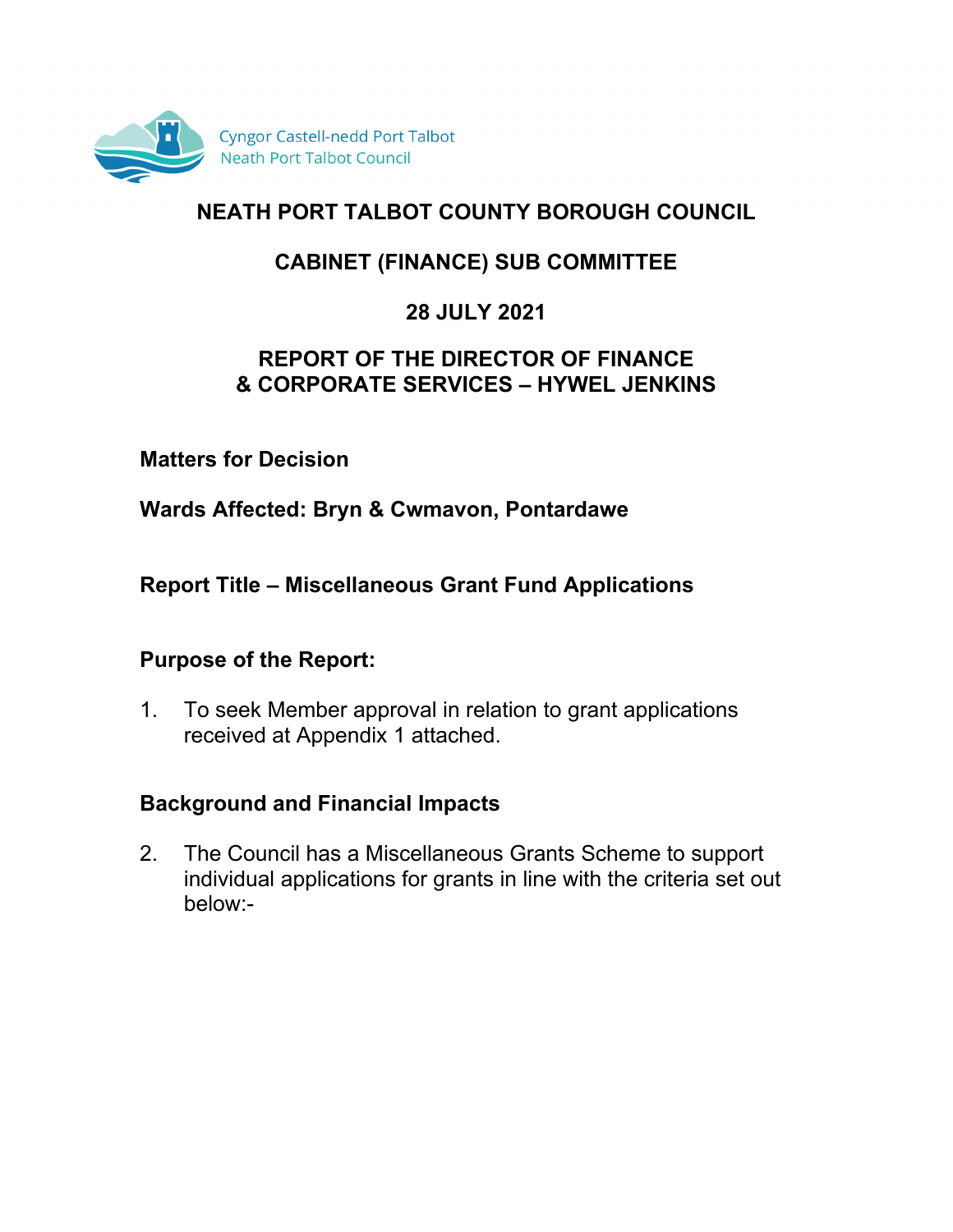Cyngor Castell-nedd Port Talbot
Neath Port Talbot Council

# NEATH PORT TALBOT COUNTY BOROUGH COUNCIL

## CABINET (FINANCE) SUB COMMITTEE

## 28 JULY 2021

## REPORT OF THE DIRECTOR OF FINANCE & CORPORATE SERVICES – HYWEL JENKINS

**Matters for Decision**

**Wards Affected: Bryn & Cwmavon, Pontardawe**

**Report Title – Miscellaneous Grant Fund Applications**

**Purpose of the Report:**

1. To seek Member approval in relation to grant applications received at Appendix 1 attached.

**Background and Financial Impacts**

2. The Council has a Miscellaneous Grants Scheme to support individual applications for grants in line with the criteria set out below:-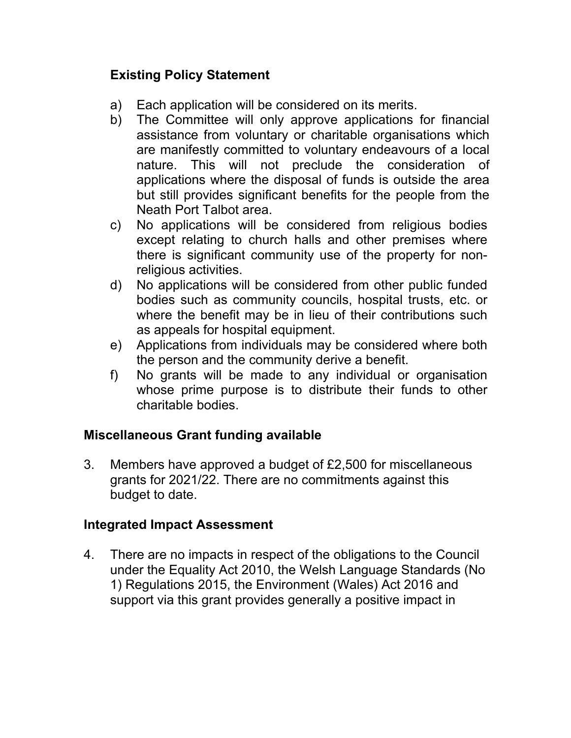**Existing Policy Statement**

a) Each application will be considered on its merits.

b) The Committee will only approve applications for financial assistance from voluntary or charitable organisations which are manifestly committed to voluntary endeavours of a local nature. This will not preclude the consideration of applications where the disposal of funds is outside the area but still provides significant benefits for the people from the Neath Port Talbot area.

c) No applications will be considered from religious bodies except relating to church halls and other premises where there is significant community use of the property for non-religious activities.

d) No applications will be considered from other public funded bodies such as community councils, hospital trusts, etc. or where the benefit may be in lieu of their contributions such as appeals for hospital equipment.

e) Applications from individuals may be considered where both the person and the community derive a benefit.

f) No grants will be made to any individual or organisation whose prime purpose is to distribute their funds to other charitable bodies.

## Miscellaneous Grant funding available

3. Members have approved a budget of £2,500 for miscellaneous grants for 2021/22. There are no commitments against this budget to date.

## Integrated Impact Assessment

4. There are no impacts in respect of the obligations to the Council under the Equality Act 2010, the Welsh Language Standards (No 1) Regulations 2015, the Environment (Wales) Act 2016 and support via this grant provides generally a positive impact in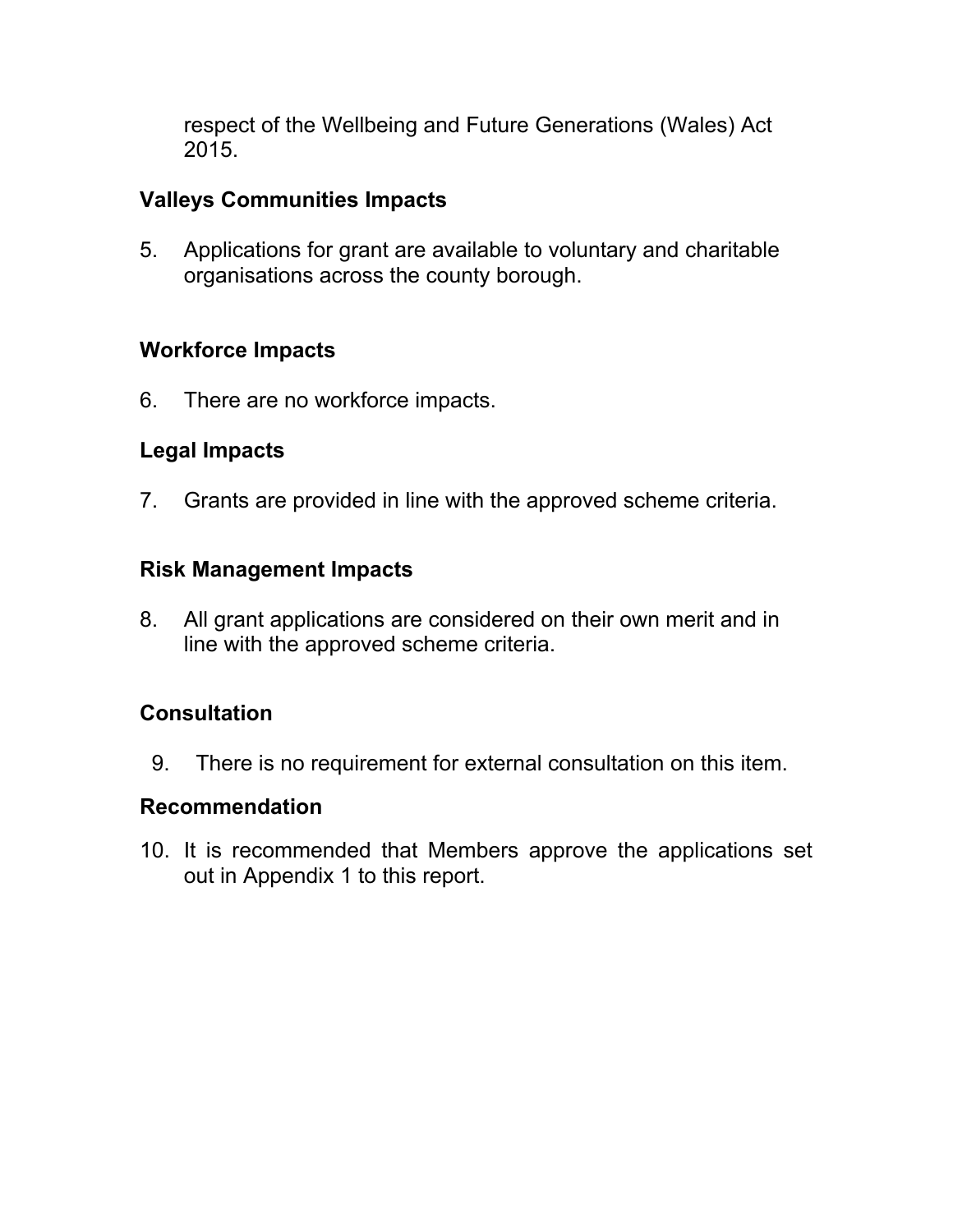respect of the Wellbeing and Future Generations (Wales) Act 2015.

**Valleys Communities Impacts**

5. Applications for grant are available to voluntary and charitable organisations across the county borough.

**Workforce Impacts**

6. There are no workforce impacts.

**Legal Impacts**

7. Grants are provided in line with the approved scheme criteria.

**Risk Management Impacts**

8. All grant applications are considered on their own merit and in line with the approved scheme criteria.

**Consultation**

9. There is no requirement for external consultation on this item.

**Recommendation**

10. It is recommended that Members approve the applications set out in Appendix 1 to this report.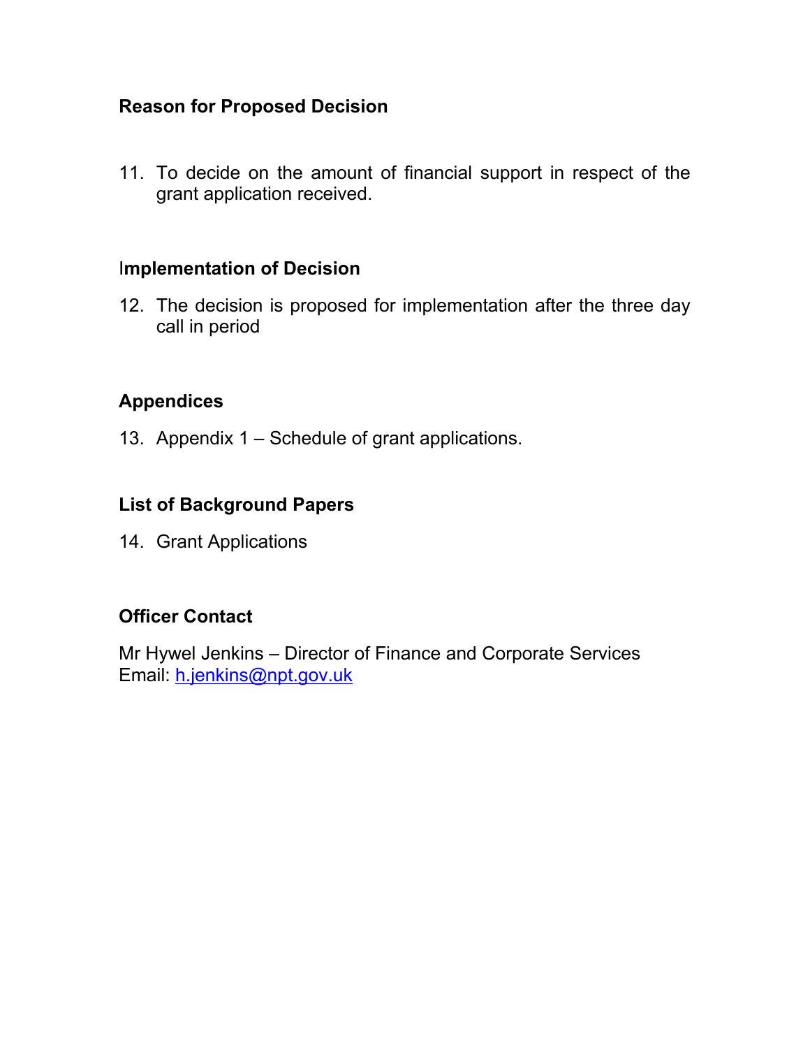**Reason for Proposed Decision**

11. To decide on the amount of financial support in respect of the grant application received.

**Implementation of Decision**

12. The decision is proposed for implementation after the three day call in period

**Appendices**

13. Appendix 1 – Schedule of grant applications.

**List of Background Papers**

14. Grant Applications

**Officer Contact**

Mr Hywel Jenkins – Director of Finance and Corporate Services
Email: h.jenkins@npt.gov.uk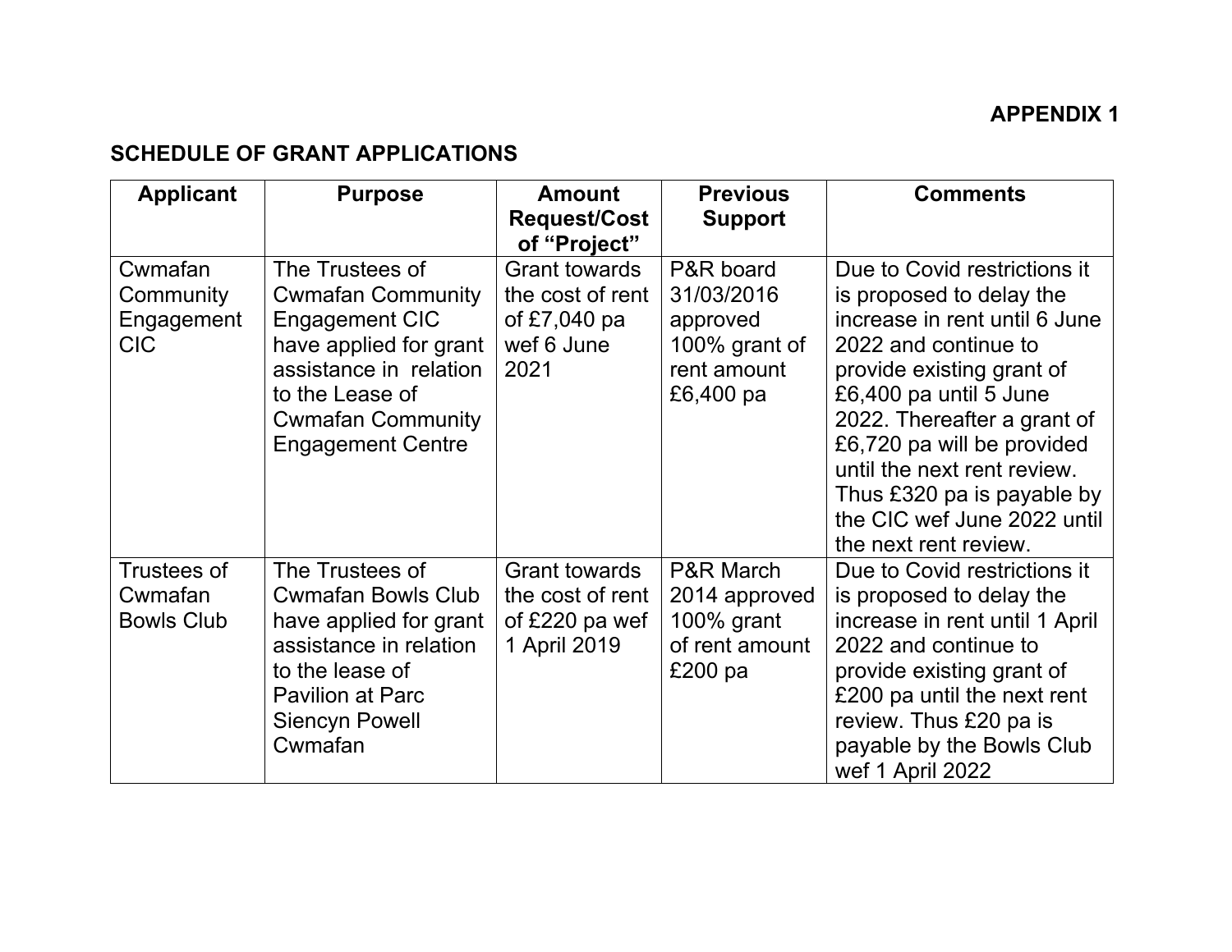**APPENDIX 1**

**SCHEDULE OF GRANT APPLICATIONS**

| Applicant | Purpose | Amount Request/Cost of "Project" | Previous Support | Comments |
|---|---|---|---|---|
| Cwmafan Community Engagement CIC | The Trustees of Cwmafan Community Engagement CIC have applied for grant assistance in relation to the Lease of Cwmafan Community Engagement Centre | Grant towards the cost of rent of £7,040 pa wef 6 June 2021 | P&R board 31/03/2016 approved 100% grant of rent amount £6,400 pa | Due to Covid restrictions it is proposed to delay the increase in rent until 6 June 2022 and continue to provide existing grant of £6,400 pa until 5 June 2022. Thereafter a grant of £6,720 pa will be provided until the next rent review. Thus £320 pa is payable by the CIC wef June 2022 until the next rent review. |
| Trustees of Cwmafan Bowls Club | The Trustees of Cwmafan Bowls Club have applied for grant assistance in relation to the lease of Pavilion at Parc Siencyn Powell Cwmafan | Grant towards the cost of rent of £220 pa wef 1 April 2019 | P&R March 2014 approved 100% grant of rent amount £200 pa | Due to Covid restrictions it is proposed to delay the increase in rent until 1 April 2022 and continue to provide existing grant of £200 pa until the next rent review. Thus £20 pa is payable by the Bowls Club wef 1 April 2022 |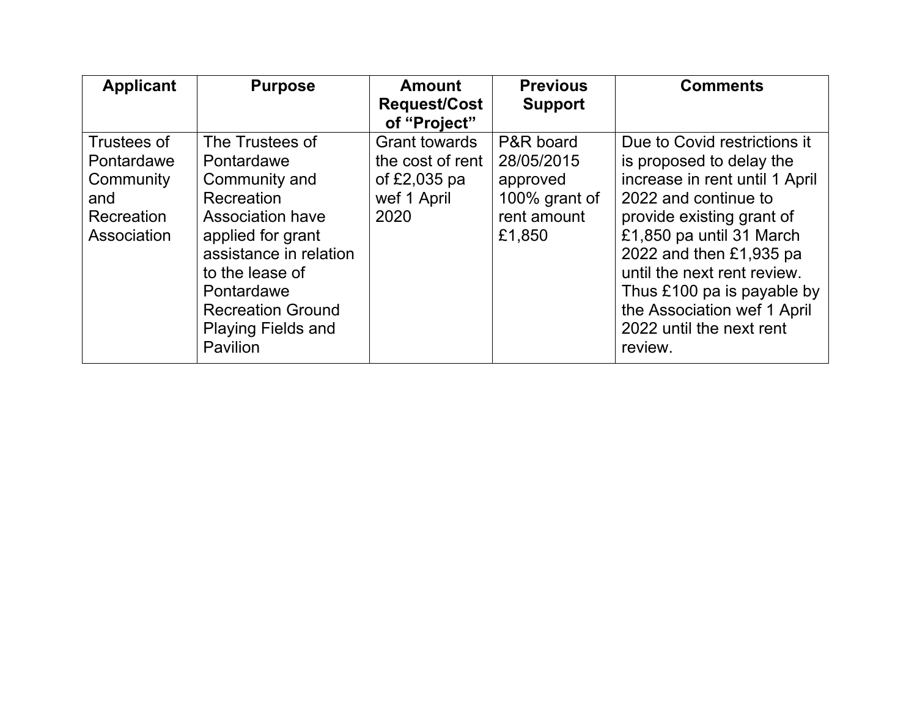| Applicant | Purpose | Amount Request/Cost of "Project" | Previous Support | Comments |
| --- | --- | --- | --- | --- |
| Trustees of Pontardawe Community and Recreation Association | The Trustees of Pontardawe Community and Recreation Association have applied for grant assistance in relation to the lease of Pontardawe Recreation Ground Playing Fields and Pavilion | Grant towards the cost of rent of £2,035 pa wef 1 April 2020 | P&R board 28/05/2015 approved 100% grant of rent amount £1,850 | Due to Covid restrictions it is proposed to delay the increase in rent until 1 April 2022 and continue to provide existing grant of £1,850 pa until 31 March 2022 and then £1,935 pa until the next rent review. Thus £100 pa is payable by the Association wef 1 April 2022 until the next rent review. |